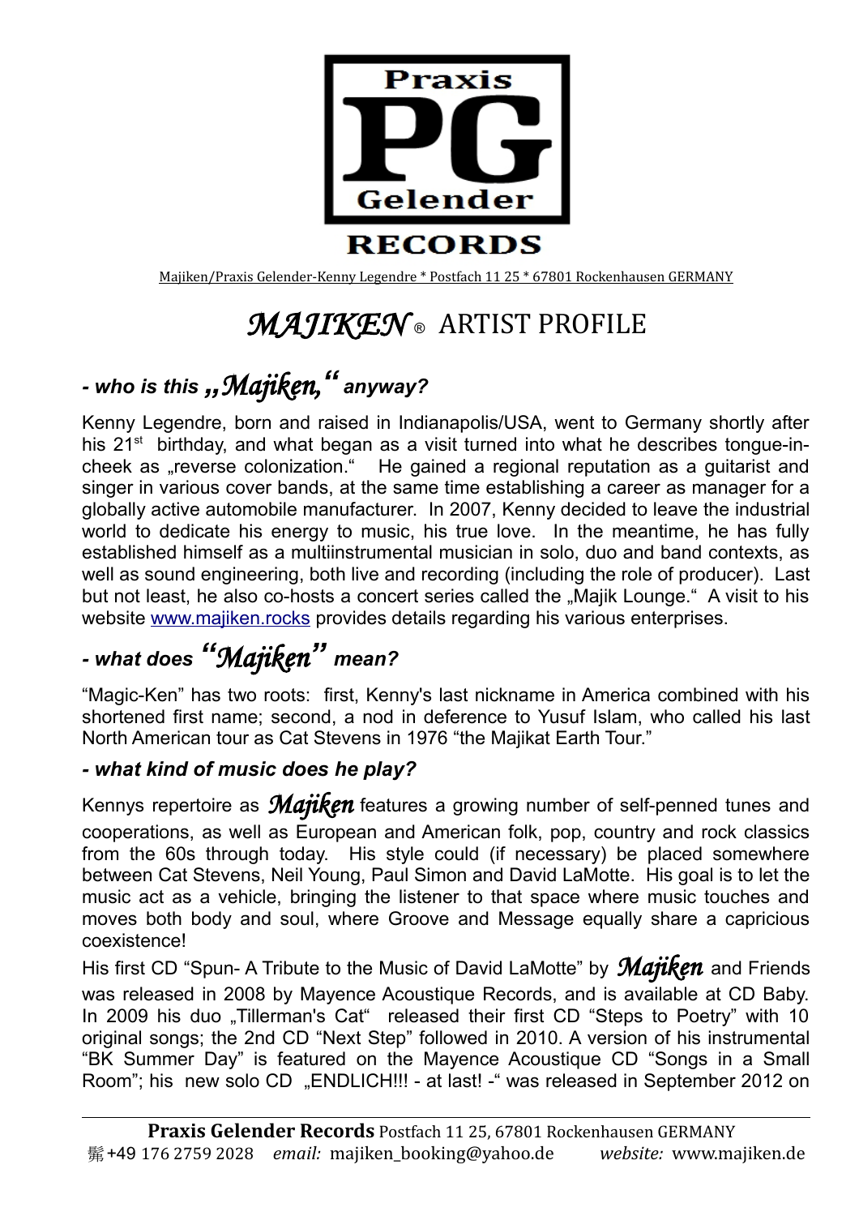Praxis PG Gelender RECORDS

Majiken/Praxis Gelender-Kenny Legendre * Postfach 11 25 * 67801 Rockenhausen GERMANY

# *MAJIKEN*® ARTIST PROFILE

## *- who is this „Majiken," anyway?*

Kenny Legendre, born and raised in Indianapolis/USA, went to Germany shortly after his 21st birthday, and what began as a visit turned into what he describes tongue-in-cheek as „reverse colonization." He gained a regional reputation as a guitarist and singer in various cover bands, at the same time establishing a career as manager for a globally active automobile manufacturer. In 2007, Kenny decided to leave the industrial world to dedicate his energy to music, his true love. In the meantime, he has fully established himself as a multiinstrumental musician in solo, duo and band contexts, as well as sound engineering, both live and recording (including the role of producer). Last but not least, he also co-hosts a concert series called the „Majik Lounge." A visit to his website [www.majiken.rocks](http://www.majiken.rocks) provides details regarding his various enterprises.

## *- what does "Majiken" mean?*

"Magic-Ken" has two roots: first, Kenny's last nickname in America combined with his shortened first name; second, a nod in deference to Yusuf Islam, who called his last North American tour as Cat Stevens in 1976 "the Majikat Earth Tour."

### *- what kind of music does he play?*

Kennys repertoire as *Majiken* features a growing number of self-penned tunes and cooperations, as well as European and American folk, pop, country and rock classics from the 60s through today. His style could (if necessary) be placed somewhere between Cat Stevens, Neil Young, Paul Simon and David LaMotte. His goal is to let the music act as a vehicle, bringing the listener to that space where music touches and moves both body and soul, where Groove and Message equally share a capricious coexistence!

His first CD "Spun- A Tribute to the Music of David LaMotte" by *Majiken* and Friends was released in 2008 by Mayence Acoustique Records, and is available at CD Baby. In 2009 his duo „Tillerman's Cat" released their first CD "Steps to Poetry" with 10 original songs; the 2nd CD "Next Step" followed in 2010. A version of his instrumental "BK Summer Day" is featured on the Mayence Acoustique CD "Songs in a Small Room"; his new solo CD „ENDLICH!!! - at last! -" was released in September 2012 on

**Praxis Gelender Records** Postfach 11 25, 67801 Rockenhausen GERMANY
+49 176 2759 2028 *email:* majiken_booking@yahoo.de *website:* www.majiken.de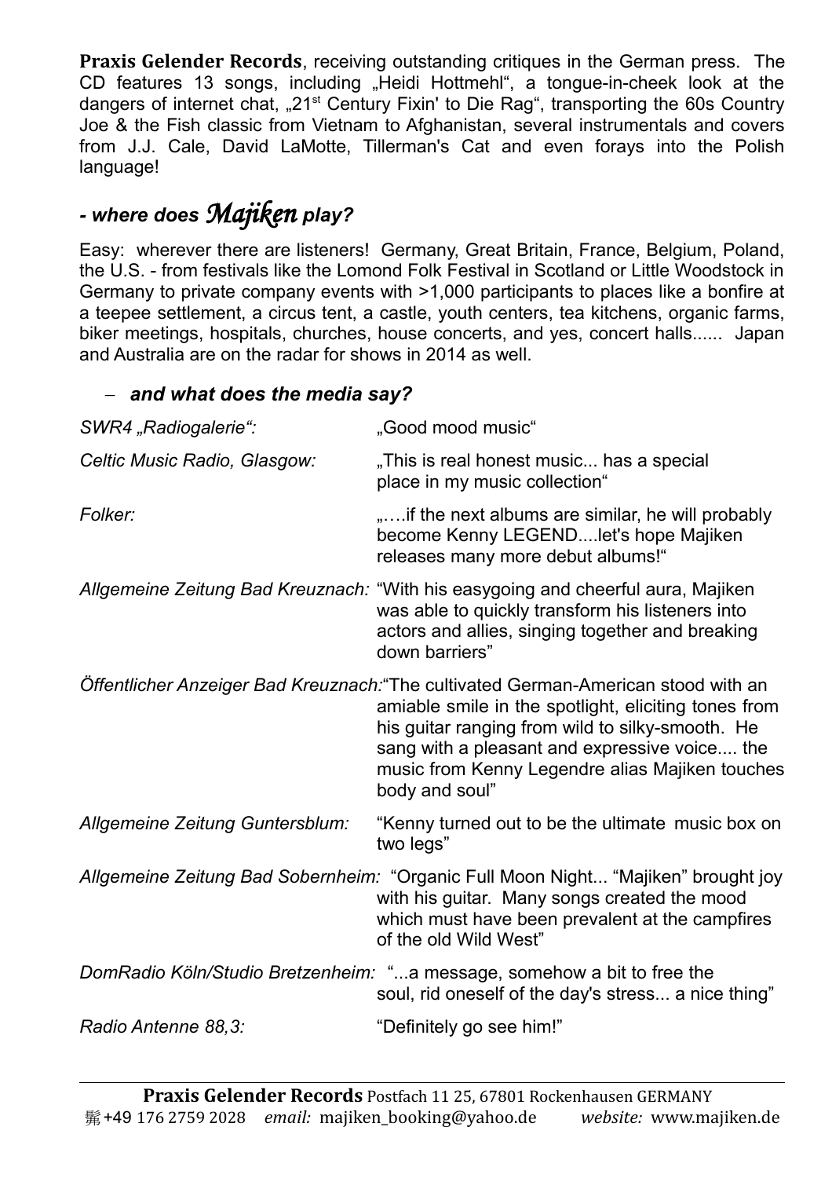**Praxis Gelender Records**, receiving outstanding critiques in the German press. The CD features 13 songs, including „Heidi Hottmehl“, a tongue-in-cheek look at the dangers of internet chat, „21st Century Fixin' to Die Rag“, transporting the 60s Country Joe & the Fish classic from Vietnam to Afghanistan, several instrumentals and covers from J.J. Cale, David LaMotte, Tillerman's Cat and even forays into the Polish language!

## *- where does Majiken play?*

Easy: wherever there are listeners! Germany, Great Britain, France, Belgium, Poland, the U.S. - from festivals like the Lomond Folk Festival in Scotland or Little Woodstock in Germany to private company events with >1,000 participants to places like a bonfire at a teepee settlement, a circus tent, a castle, youth centers, tea kitchens, organic farms, biker meetings, hospitals, churches, house concerts, and yes, concert halls...... Japan and Australia are on the radar for shows in 2014 as well.

### *– and what does the media say?*

| | |
|---|---|
| *SWR4 „Radiogalerie“:* | „Good mood music“ |
| *Celtic Music Radio, Glasgow:* | „This is real honest music... has a special place in my music collection“ |
| *Folker:* | „….if the next albums are similar, he will probably become Kenny LEGEND....let's hope Majiken releases many more debut albums!“ |
| *Allgemeine Zeitung Bad Kreuznach:* | “With his easygoing and cheerful aura, Majiken was able to quickly transform his listeners into actors and allies, singing together and breaking down barriers” |
| *Öffentlicher Anzeiger Bad Kreuznach:* | “The cultivated German-American stood with an amiable smile in the spotlight, eliciting tones from his guitar ranging from wild to silky-smooth. He sang with a pleasant and expressive voice.... the music from Kenny Legendre alias Majiken touches body and soul” |
| *Allgemeine Zeitung Guntersblum:* | “Kenny turned out to be the ultimate music box on two legs” |
| *Allgemeine Zeitung Bad Sobernheim:* | “Organic Full Moon Night... “Majiken” brought joy with his guitar. Many songs created the mood which must have been prevalent at the campfires of the old Wild West” |
| *DomRadio Köln/Studio Bretzenheim:* | “...a message, somehow a bit to free the soul, rid oneself of the day's stress... a nice thing” |
| *Radio Antenne 88,3:* | “Definitely go see him!” |

---

**Praxis Gelender Records** Postfach 11 25, 67801 Rockenhausen GERMANY
+49 176 2759 2028 *email:* majiken_booking@yahoo.de *website:* www.majiken.de